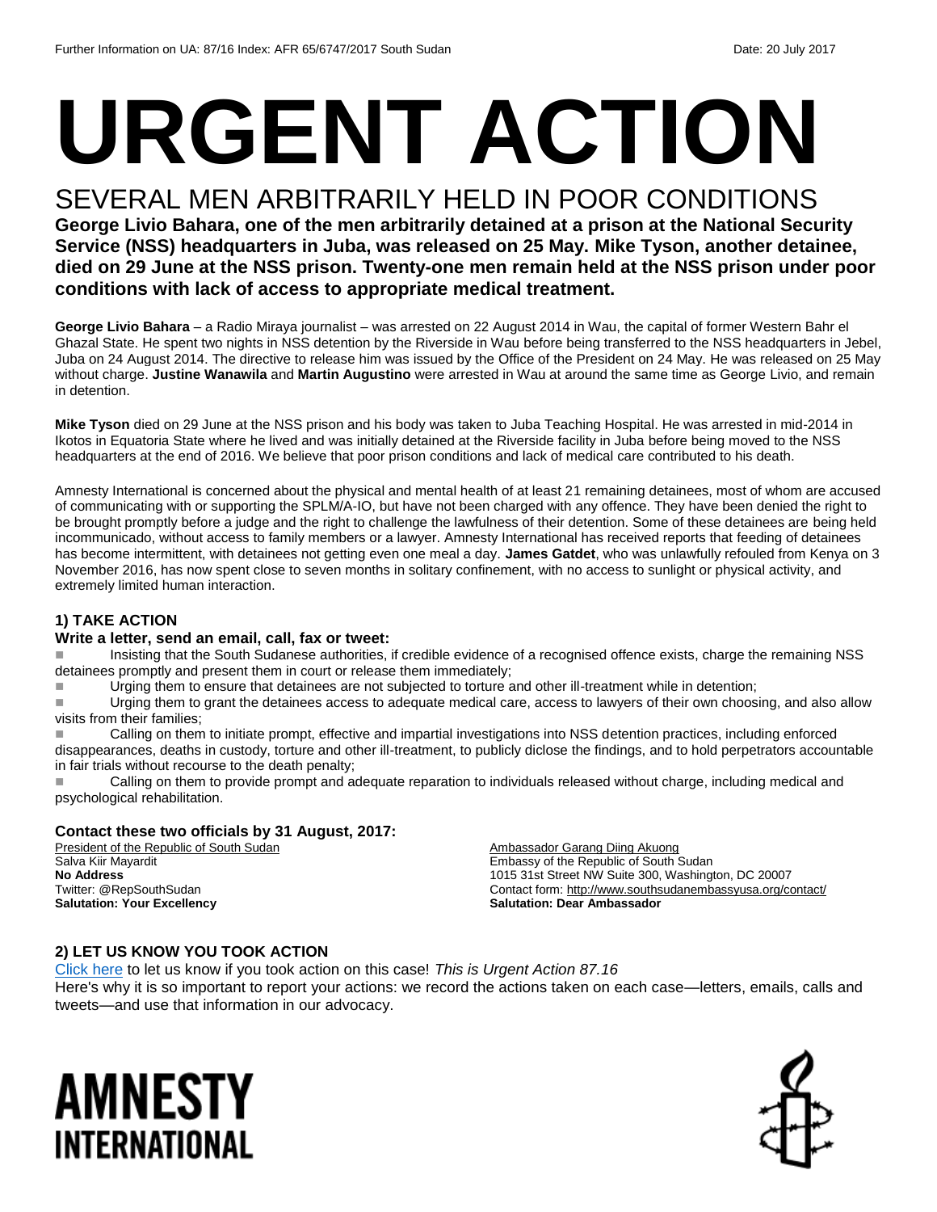Further Information on UA: 87/16 Index: AFR 65/6747/2017 South Sudan Date: 20 July 2017

# URGENT ACTION

## SEVERAL MEN ARBITRARILY HELD IN POOR CONDITIONS

**George Livio Bahara, one of the men arbitrarily detained at a prison at the National Security Service (NSS) headquarters in Juba, was released on 25 May. Mike Tyson, another detainee, died on 29 June at the NSS prison. Twenty-one men remain held at the NSS prison under poor conditions with lack of access to appropriate medical treatment.**

**George Livio Bahara** – a Radio Miraya journalist – was arrested on 22 August 2014 in Wau, the capital of former Western Bahr el Ghazal State. He spent two nights in NSS detention by the Riverside in Wau before being transferred to the NSS headquarters in Jebel, Juba on 24 August 2014. The directive to release him was issued by the Office of the President on 24 May. He was released on 25 May without charge. **Justine Wanawila** and **Martin Augustino** were arrested in Wau at around the same time as George Livio, and remain in detention.

**Mike Tyson** died on 29 June at the NSS prison and his body was taken to Juba Teaching Hospital. He was arrested in mid-2014 in Ikotos in Equatoria State where he lived and was initially detained at the Riverside facility in Juba before being moved to the NSS headquarters at the end of 2016. We believe that poor prison conditions and lack of medical care contributed to his death.

Amnesty International is concerned about the physical and mental health of at least 21 remaining detainees, most of whom are accused of communicating with or supporting the SPLM/A-IO, but have not been charged with any offence. They have been denied the right to be brought promptly before a judge and the right to challenge the lawfulness of their detention. Some of these detainees are being held incommunicado, without access to family members or a lawyer. Amnesty International has received reports that feeding of detainees has become intermittent, with detainees not getting even one meal a day. **James Gatdet**, who was unlawfully refouled from Kenya on 3 November 2016, has now spent close to seven months in solitary confinement, with no access to sunlight or physical activity, and extremely limited human interaction.

### 1) TAKE ACTION

**Write a letter, send an email, call, fax or tweet:**

- Insisting that the South Sudanese authorities, if credible evidence of a recognised offence exists, charge the remaining NSS detainees promptly and present them in court or release them immediately;
- Urging them to ensure that detainees are not subjected to torture and other ill-treatment while in detention;
- Urging them to grant the detainees access to adequate medical care, access to lawyers of their own choosing, and also allow visits from their families;
- Calling on them to initiate prompt, effective and impartial investigations into NSS detention practices, including enforced disappearances, deaths in custody, torture and other ill-treatment, to publicly diclose the findings, and to hold perpetrators accountable in fair trials without recourse to the death penalty;
- Calling on them to provide prompt and adequate reparation to individuals released without charge, including medical and psychological rehabilitation.

**Contact these two officials by 31 August, 2017:**

President of the Republic of South Sudan
Salva Kiir Mayardit
**No Address**
Twitter: @RepSouthSudan
**Salutation: Your Excellency**

Ambassador Garang Diing Akuong
Embassy of the Republic of South Sudan
1015 31st Street NW Suite 300, Washington, DC 20007
Contact form: http://www.southsudanembassyusa.org/contact/
**Salutation: Dear Ambassador**

### 2) LET US KNOW YOU TOOK ACTION

Click here to let us know if you took action on this case! *This is Urgent Action 87.16*
Here's why it is so important to report your actions: we record the actions taken on each case—letters, emails, calls and tweets—and use that information in our advocacy.

AMNESTY INTERNATIONAL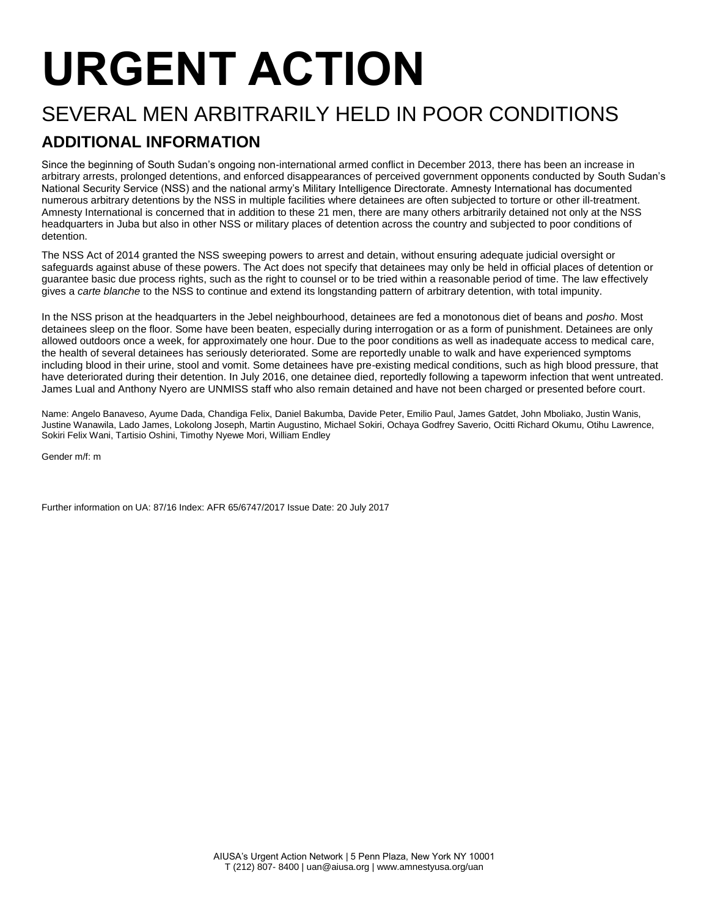# URGENT ACTION

## SEVERAL MEN ARBITRARILY HELD IN POOR CONDITIONS

### ADDITIONAL INFORMATION

Since the beginning of South Sudan's ongoing non-international armed conflict in December 2013, there has been an increase in arbitrary arrests, prolonged detentions, and enforced disappearances of perceived government opponents conducted by South Sudan's National Security Service (NSS) and the national army's Military Intelligence Directorate. Amnesty International has documented numerous arbitrary detentions by the NSS in multiple facilities where detainees are often subjected to torture or other ill-treatment. Amnesty International is concerned that in addition to these 21 men, there are many others arbitrarily detained not only at the NSS headquarters in Juba but also in other NSS or military places of detention across the country and subjected to poor conditions of detention.

The NSS Act of 2014 granted the NSS sweeping powers to arrest and detain, without ensuring adequate judicial oversight or safeguards against abuse of these powers. The Act does not specify that detainees may only be held in official places of detention or guarantee basic due process rights, such as the right to counsel or to be tried within a reasonable period of time. The law effectively gives a *carte blanche* to the NSS to continue and extend its longstanding pattern of arbitrary detention, with total impunity.

In the NSS prison at the headquarters in the Jebel neighbourhood, detainees are fed a monotonous diet of beans and *posho*. Most detainees sleep on the floor. Some have been beaten, especially during interrogation or as a form of punishment. Detainees are only allowed outdoors once a week, for approximately one hour. Due to the poor conditions as well as inadequate access to medical care, the health of several detainees has seriously deteriorated. Some are reportedly unable to walk and have experienced symptoms including blood in their urine, stool and vomit. Some detainees have pre-existing medical conditions, such as high blood pressure, that have deteriorated during their detention. In July 2016, one detainee died, reportedly following a tapeworm infection that went untreated. James Lual and Anthony Nyero are UNMISS staff who also remain detained and have not been charged or presented before court.

Name: Angelo Banaveso, Ayume Dada, Chandiga Felix, Daniel Bakumba, Davide Peter, Emilio Paul, James Gatdet, John Mboliako, Justin Wanis, Justine Wanawila, Lado James, Lokolong Joseph, Martin Augustino, Michael Sokiri, Ochaya Godfrey Saverio, Ocitti Richard Okumu, Otihu Lawrence, Sokiri Felix Wani, Tartisio Oshini, Timothy Nyewe Mori, William Endley

Gender m/f: m

Further information on UA: 87/16 Index: AFR 65/6747/2017 Issue Date: 20 July 2017

AIUSA's Urgent Action Network | 5 Penn Plaza, New York NY 10001
T (212) 807- 8400 | uan@aiusa.org | www.amnestyusa.org/uan